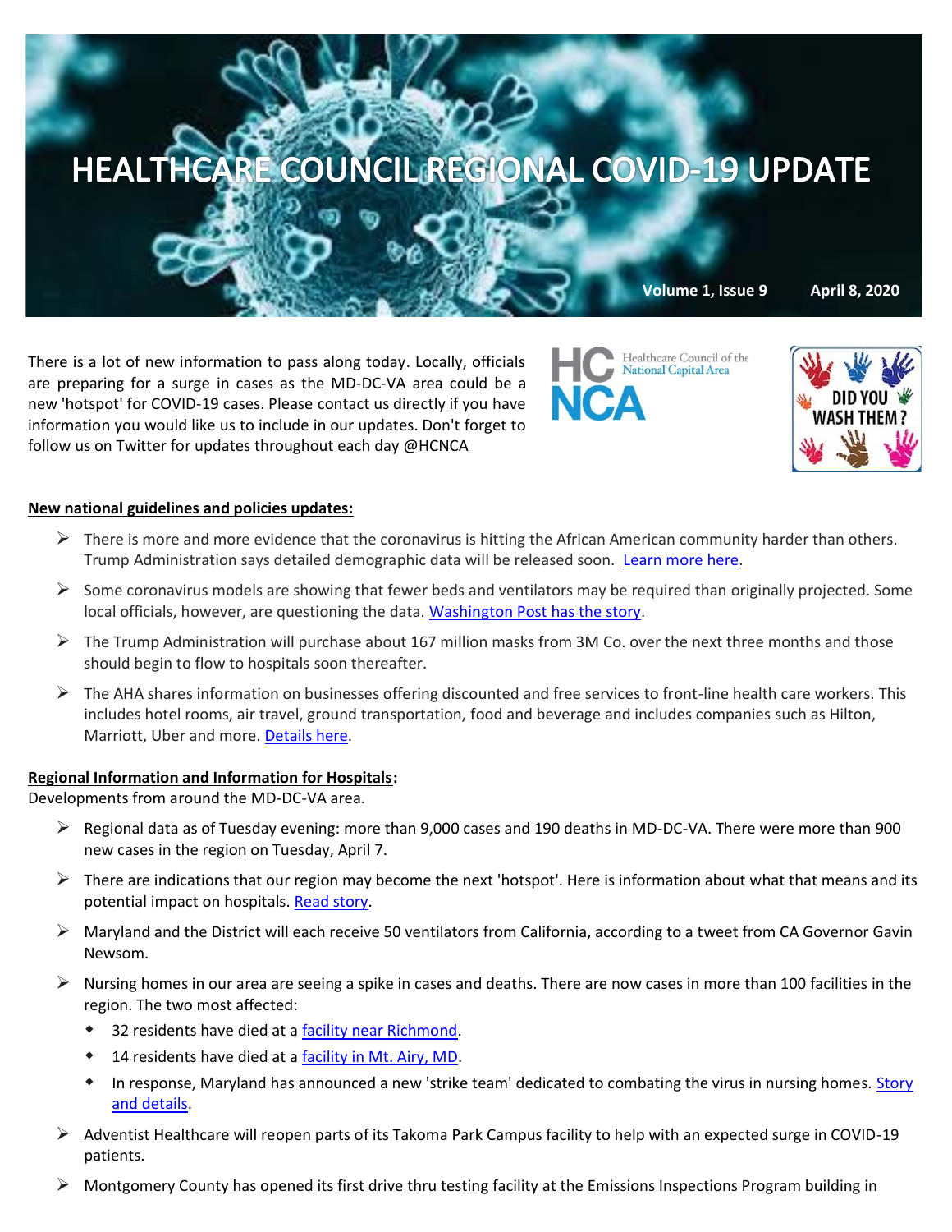# HEALTHCARE COUNCIL REGIONAL COVID-19 UPDATE

**Volume 1, Issue 9 April 8, 2020**

There is a lot of new information to pass along today. Locally, officials are preparing for a surge in cases as the MD-DC-VA area could be a new 'hotspot' for COVID-19 cases. Please contact us directly if you have information you would like us to include in our updates. Don't forget to follow us on Twitter for updates throughout each day @HCNCA

HC NCA Healthcare Council of the National Capital Area

DID YOU WASH THEM?

**New national guidelines and policies updates:**

- There is more and more evidence that the coronavirus is hitting the African American community harder than others. Trump Administration says detailed demographic data will be released soon. Learn more here.
- Some coronavirus models are showing that fewer beds and ventilators may be required than originally projected. Some local officials, however, are questioning the data. Washington Post has the story.
- The Trump Administration will purchase about 167 million masks from 3M Co. over the next three months and those should begin to flow to hospitals soon thereafter.
- The AHA shares information on businesses offering discounted and free services to front-line health care workers. This includes hotel rooms, air travel, ground transportation, food and beverage and includes companies such as Hilton, Marriott, Uber and more. Details here.

**Regional Information and Information for Hospitals:**
Developments from around the MD-DC-VA area.

- Regional data as of Tuesday evening: more than 9,000 cases and 190 deaths in MD-DC-VA. There were more than 900 new cases in the region on Tuesday, April 7.
- There are indications that our region may become the next 'hotspot'. Here is information about what that means and its potential impact on hospitals. Read story.
- Maryland and the District will each receive 50 ventilators from California, according to a tweet from CA Governor Gavin Newsom.
- Nursing homes in our area are seeing a spike in cases and deaths. There are now cases in more than 100 facilities in the region. The two most affected:
  - 32 residents have died at a facility near Richmond.
  - 14 residents have died at a facility in Mt. Airy, MD.
  - In response, Maryland has announced a new 'strike team' dedicated to combating the virus in nursing homes. Story and details.
- Adventist Healthcare will reopen parts of its Takoma Park Campus facility to help with an expected surge in COVID-19 patients.
- Montgomery County has opened its first drive thru testing facility at the Emissions Inspections Program building in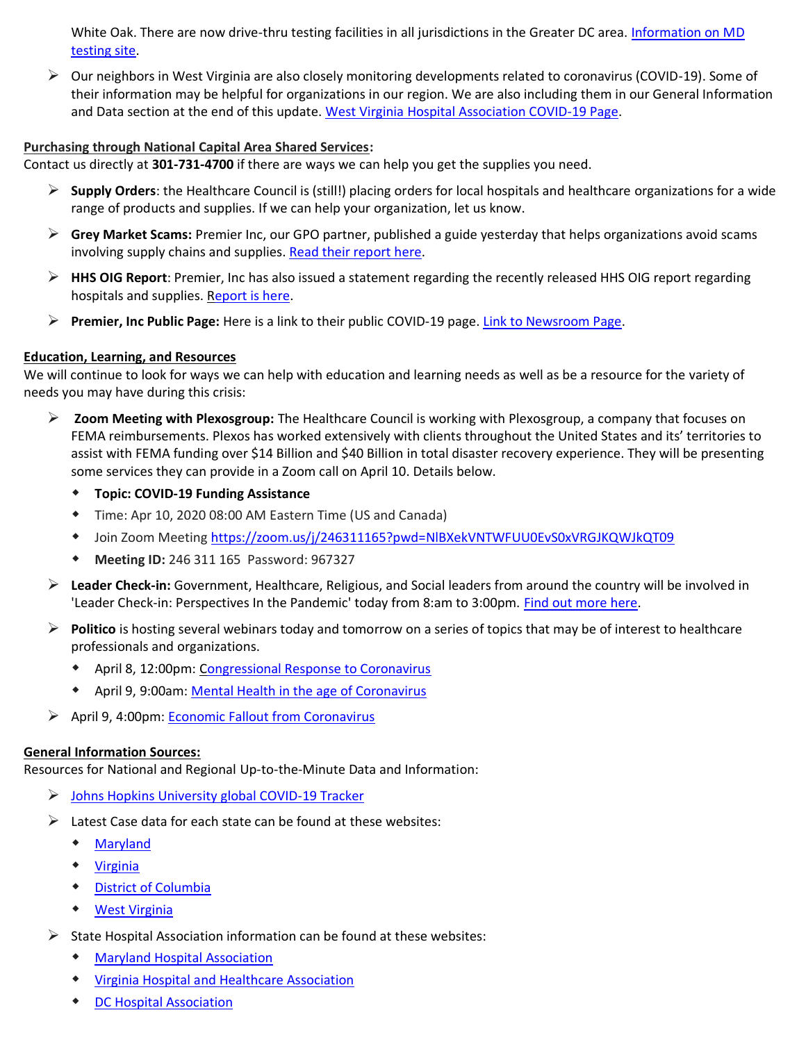White Oak. There are now drive-thru testing facilities in all jurisdictions in the Greater DC area. Information on MD testing site.

- Our neighbors in West Virginia are also closely monitoring developments related to coronavirus (COVID-19). Some of their information may be helpful for organizations in our region. We are also including them in our General Information and Data section at the end of this update. West Virginia Hospital Association COVID-19 Page.

**Purchasing through National Capital Area Shared Services:**
Contact us directly at **301-731-4700** if there are ways we can help you get the supplies you need.

- **Supply Orders**: the Healthcare Council is (still!) placing orders for local hospitals and healthcare organizations for a wide range of products and supplies. If we can help your organization, let us know.
- **Grey Market Scams:** Premier Inc, our GPO partner, published a guide yesterday that helps organizations avoid scams involving supply chains and supplies. Read their report here.
- **HHS OIG Report**: Premier, Inc has also issued a statement regarding the recently released HHS OIG report regarding hospitals and supplies. Report is here.
- **Premier, Inc Public Page:** Here is a link to their public COVID-19 page. Link to Newsroom Page.

**Education, Learning, and Resources**
We will continue to look for ways we can help with education and learning needs as well as be a resource for the variety of needs you may have during this crisis:

- **Zoom Meeting with Plexosgroup:** The Healthcare Council is working with Plexosgroup, a company that focuses on FEMA reimbursements. Plexos has worked extensively with clients throughout the United States and its' territories to assist with FEMA funding over $14 Billion and $40 Billion in total disaster recovery experience. They will be presenting some services they can provide in a Zoom call on April 10. Details below.
  - **Topic: COVID-19 Funding Assistance**
  - Time: Apr 10, 2020 08:00 AM Eastern Time (US and Canada)
  - Join Zoom Meeting https://zoom.us/j/246311165?pwd=NlBXekVNTWFUU0EvS0xVRGJKQWJkQT09
  - **Meeting ID:** 246 311 165 Password: 967327
- **Leader Check-in:** Government, Healthcare, Religious, and Social leaders from around the country will be involved in 'Leader Check-in: Perspectives In the Pandemic' today from 8:am to 3:00pm. Find out more here.
- **Politico** is hosting several webinars today and tomorrow on a series of topics that may be of interest to healthcare professionals and organizations.
  - April 8, 12:00pm: Congressional Response to Coronavirus
  - April 9, 9:00am: Mental Health in the age of Coronavirus
- April 9, 4:00pm: Economic Fallout from Coronavirus

**General Information Sources:**
Resources for National and Regional Up-to-the-Minute Data and Information:

- Johns Hopkins University global COVID-19 Tracker
- Latest Case data for each state can be found at these websites:
  - Maryland
  - Virginia
  - District of Columbia
  - West Virginia
- State Hospital Association information can be found at these websites:
  - Maryland Hospital Association
  - Virginia Hospital and Healthcare Association
  - DC Hospital Association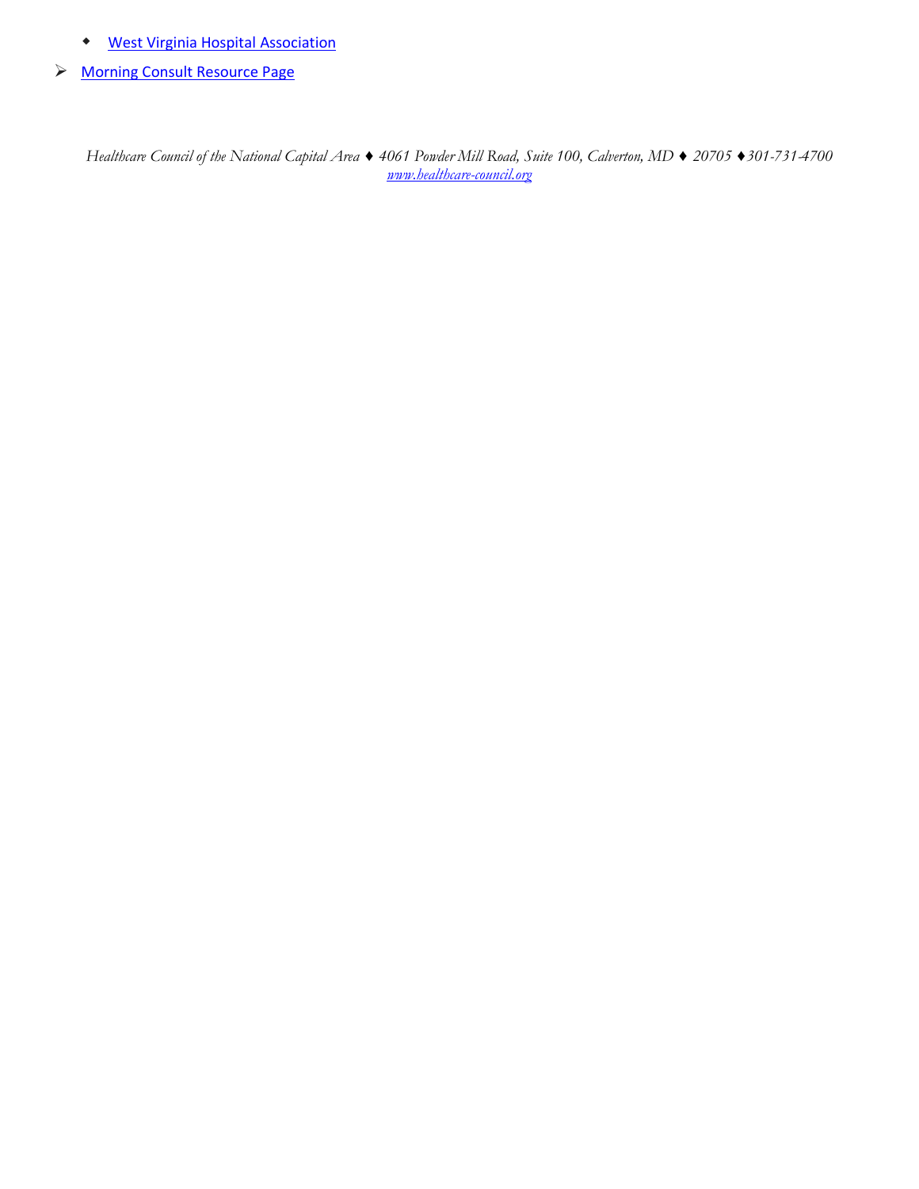- West Virginia Hospital Association

- Morning Consult Resource Page

*Healthcare Council of the National Capital Area ♦ 4061 Powder Mill Road, Suite 100, Calverton, MD ♦ 20705 ♦301-731-4700*
*www.healthcare-council.org*